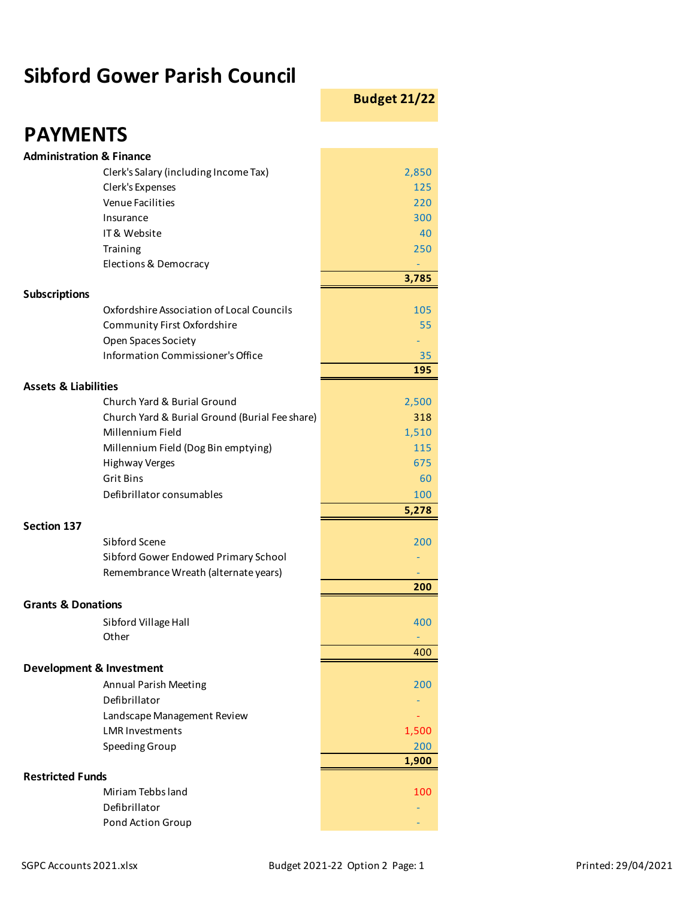# Sibford Gower Parish Council

| | Budget 21/22 |
|---|---|
| **PAYMENTS** | |
| **Administration & Finance** | |
| Clerk's Salary (including Income Tax) | 2,850 |
| Clerk's Expenses | 125 |
| Venue Facilities | 220 |
| Insurance | 300 |
| IT & Website | 40 |
| Training | 250 |
| Elections & Democracy | - |
| | **3,785** |
| **Subscriptions** | |
| Oxfordshire Association of Local Councils | 105 |
| Community First Oxfordshire | 55 |
| Open Spaces Society | - |
| Information Commissioner's Office | 35 |
| | **195** |
| **Assets & Liabilities** | |
| Church Yard & Burial Ground | 2,500 |
| Church Yard & Burial Ground (Burial Fee share) | 318 |
| Millennium Field | 1,510 |
| Millennium Field (Dog Bin emptying) | 115 |
| Highway Verges | 675 |
| Grit Bins | 60 |
| Defibrillator consumables | 100 |
| | **5,278** |
| **Section 137** | |
| Sibford Scene | 200 |
| Sibford Gower Endowed Primary School | - |
| Remembrance Wreath (alternate years) | - |
| | **200** |
| **Grants & Donations** | |
| Sibford Village Hall | 400 |
| Other | - |
| | 400 |
| **Development & Investment** | |
| Annual Parish Meeting | 200 |
| Defibrillator | - |
| Landscape Management Review | - |
| LMR Investments | 1,500 |
| Speeding Group | 200 |
| | **1,900** |
| **Restricted Funds** | |
| Miriam Tebbs land | 100 |
| Defibrillator | - |
| Pond Action Group | - |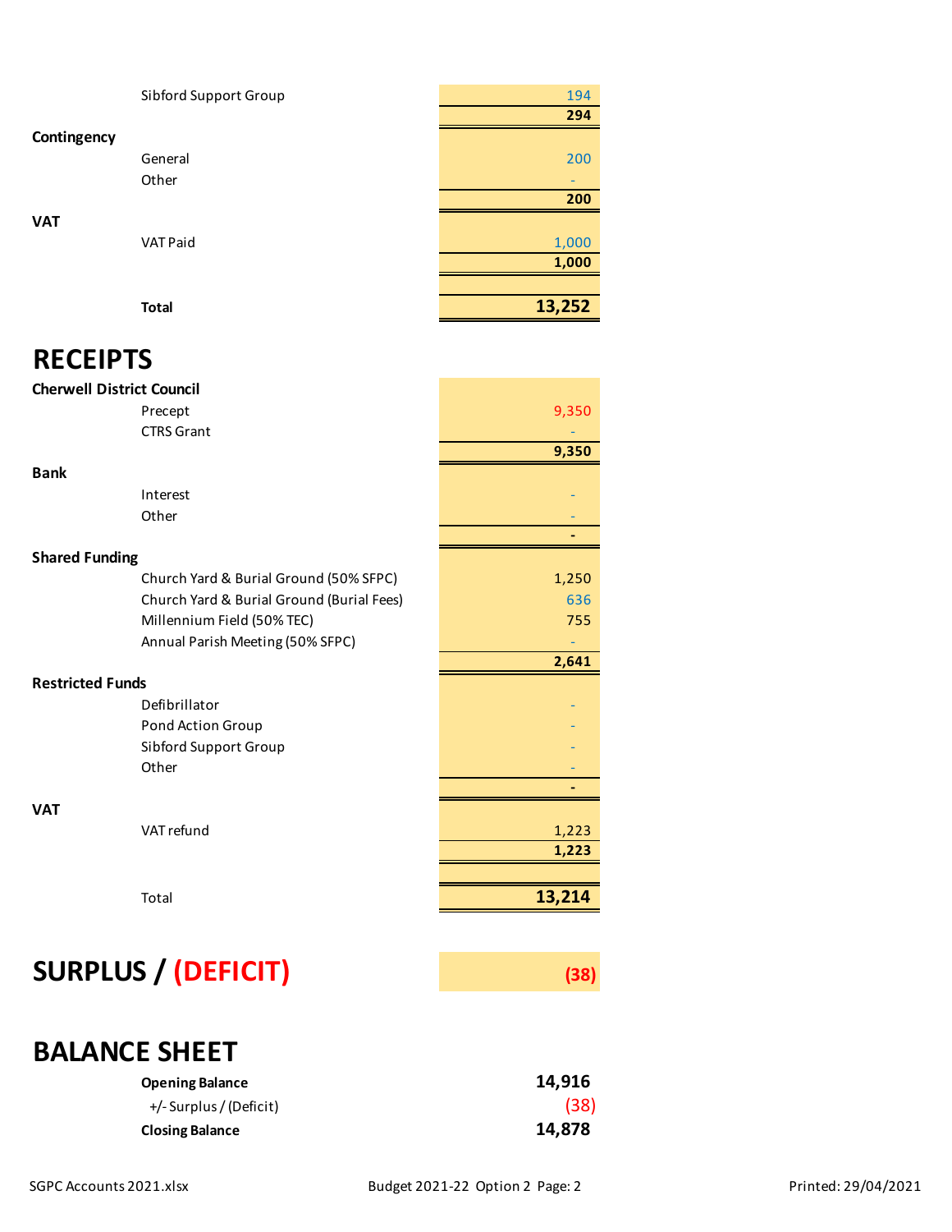| | | |
|---|---|---|
| | Sibford Support Group | 194 |
| | | **294** |
| **Contingency** | | |
| | General | 200 |
| | Other | - |
| | | **200** |
| **VAT** | | |
| | VAT Paid | 1,000 |
| | | **1,000** |
| | **Total** | **13,252** |

# RECEIPTS

| | | |
|---|---|---|
| **Cherwell District Council** | | |
| | Precept | 9,350 |
| | CTRS Grant | - |
| | | **9,350** |
| **Bank** | | |
| | Interest | - |
| | Other | - |
| | | **-** |
| **Shared Funding** | | |
| | Church Yard & Burial Ground (50% SFPC) | 1,250 |
| | Church Yard & Burial Ground (Burial Fees) | 636 |
| | Millennium Field (50% TEC) | 755 |
| | Annual Parish Meeting (50% SFPC) | - |
| | | **2,641** |
| **Restricted Funds** | | |
| | Defibrillator | - |
| | Pond Action Group | - |
| | Sibford Support Group | - |
| | Other | - |
| | | **-** |
| **VAT** | | |
| | VAT refund | 1,223 |
| | | **1,223** |
| | Total | **13,214** |

# SURPLUS / (DEFICIT) **(38)**

# BALANCE SHEET

| | |
|---|---|
| **Opening Balance** | **14,916** |
| +/- Surplus / (Deficit) | (38) |
| **Closing Balance** | **14,878** |

SGPC Accounts 2021.xlsx — Budget 2021-22 Option 2 Page: 2 — Printed: 29/04/2021